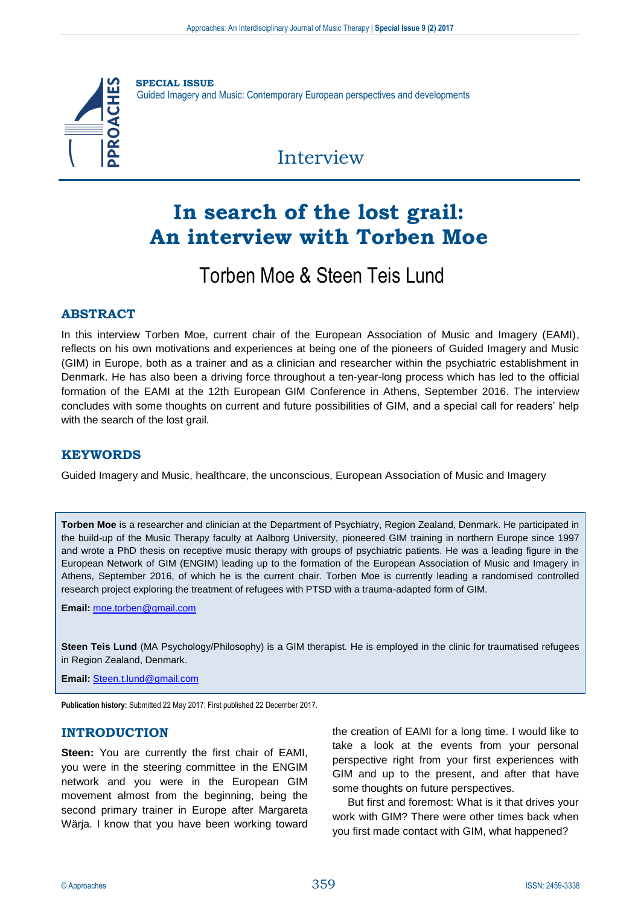**SPECIAL ISSUE**
Guided Imagery and Music: Contemporary European perspectives and developments

Interview

# In search of the lost grail: An interview with Torben Moe

Torben Moe & Steen Teis Lund

## ABSTRACT

In this interview Torben Moe, current chair of the European Association of Music and Imagery (EAMI), reflects on his own motivations and experiences at being one of the pioneers of Guided Imagery and Music (GIM) in Europe, both as a trainer and as a clinician and researcher within the psychiatric establishment in Denmark. He has also been a driving force throughout a ten-year-long process which has led to the official formation of the EAMI at the 12th European GIM Conference in Athens, September 2016. The interview concludes with some thoughts on current and future possibilities of GIM, and a special call for readers' help with the search of the lost grail.

## KEYWORDS

Guided Imagery and Music, healthcare, the unconscious, European Association of Music and Imagery

**Torben Moe** is a researcher and clinician at the Department of Psychiatry, Region Zealand, Denmark. He participated in the build-up of the Music Therapy faculty at Aalborg University, pioneered GIM training in northern Europe since 1997 and wrote a PhD thesis on receptive music therapy with groups of psychiatric patients. He was a leading figure in the European Network of GIM (ENGIM) leading up to the formation of the European Association of Music and Imagery in Athens, September 2016, of which he is the current chair. Torben Moe is currently leading a randomised controlled research project exploring the treatment of refugees with PTSD with a trauma-adapted form of GIM.

**Email:** moe.torben@gmail.com

**Steen Teis Lund** (MA Psychology/Philosophy) is a GIM therapist. He is employed in the clinic for traumatised refugees in Region Zealand, Denmark.

**Email:** Steen.t.lund@gmail.com

**Publication history:** Submitted 22 May 2017; First published 22 December 2017.

## INTRODUCTION

**Steen:** You are currently the first chair of EAMI, you were in the steering committee in the ENGIM network and you were in the European GIM movement almost from the beginning, being the second primary trainer in Europe after Margareta Wärja. I know that you have been working toward the creation of EAMI for a long time. I would like to take a look at the events from your personal perspective right from your first experiences with GIM and up to the present, and after that have some thoughts on future perspectives.

But first and foremost: What is it that drives your work with GIM? There were other times back when you first made contact with GIM, what happened?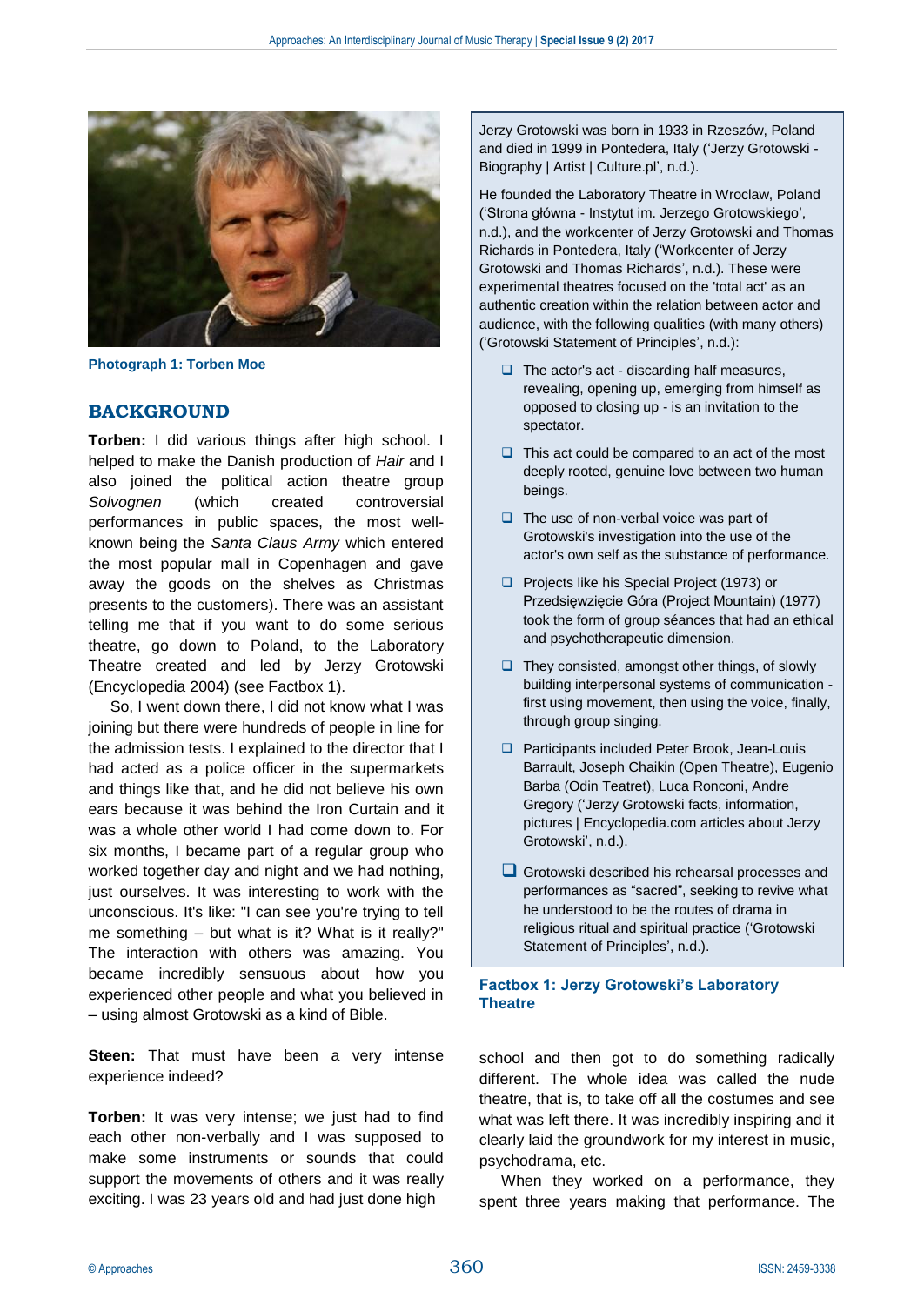Photograph 1: Torben Moe

## BACKGROUND

**Torben:** I did various things after high school. I helped to make the Danish production of *Hair* and I also joined the political action theatre group *Solvognen* (which created controversial performances in public spaces, the most well-known being the *Santa Claus Army* which entered the most popular mall in Copenhagen and gave away the goods on the shelves as Christmas presents to the customers). There was an assistant telling me that if you want to do some serious theatre, go down to Poland, to the Laboratory Theatre created and led by Jerzy Grotowski (Encyclopedia 2004) (see Factbox 1).

So, I went down there, I did not know what I was joining but there were hundreds of people in line for the admission tests. I explained to the director that I had acted as a police officer in the supermarkets and things like that, and he did not believe his own ears because it was behind the Iron Curtain and it was a whole other world I had come down to. For six months, I became part of a regular group who worked together day and night and we had nothing, just ourselves. It was interesting to work with the unconscious. It's like: "I can see you're trying to tell me something – but what is it? What is it really?" The interaction with others was amazing. You became incredibly sensuous about how you experienced other people and what you believed in – using almost Grotowski as a kind of Bible.

**Steen:** That must have been a very intense experience indeed?

**Torben:** It was very intense; we just had to find each other non-verbally and I was supposed to make some instruments or sounds that could support the movements of others and it was really exciting. I was 23 years old and had just done high school and then got to do something radically different. The whole idea was called the nude theatre, that is, to take off all the costumes and see what was left there. It was incredibly inspiring and it clearly laid the groundwork for my interest in music, psychodrama, etc.

When they worked on a performance, they spent three years making that performance. The

---

Jerzy Grotowski was born in 1933 in Rzeszów, Poland and died in 1999 in Pontedera, Italy ('Jerzy Grotowski - Biography | Artist | Culture.pl', n.d.).

He founded the Laboratory Theatre in Wroclaw, Poland ('Strona główna - Instytut im. Jerzego Grotowskiego', n.d.), and the workcenter of Jerzy Grotowski and Thomas Richards in Pontedera, Italy ('Workcenter of Jerzy Grotowski and Thomas Richards', n.d.). These were experimental theatres focused on the 'total act' as an authentic creation within the relation between actor and audience, with the following qualities (with many others) ('Grotowski Statement of Principles', n.d.):

- The actor's act - discarding half measures, revealing, opening up, emerging from himself as opposed to closing up - is an invitation to the spectator.
- This act could be compared to an act of the most deeply rooted, genuine love between two human beings.
- The use of non-verbal voice was part of Grotowski's investigation into the use of the actor's own self as the substance of performance.
- Projects like his Special Project (1973) or Przedsięwzięcie Góra (Project Mountain) (1977) took the form of group séances that had an ethical and psychotherapeutic dimension.
- They consisted, amongst other things, of slowly building interpersonal systems of communication - first using movement, then using the voice, finally, through group singing.
- Participants included Peter Brook, Jean-Louis Barrault, Joseph Chaikin (Open Theatre), Eugenio Barba (Odin Teatret), Luca Ronconi, Andre Gregory ('Jerzy Grotowski facts, information, pictures | Encyclopedia.com articles about Jerzy Grotowski', n.d.).
- Grotowski described his rehearsal processes and performances as "sacred", seeking to revive what he understood to be the routes of drama in religious ritual and spiritual practice ('Grotowski Statement of Principles', n.d.).

**Factbox 1: Jerzy Grotowski's Laboratory Theatre**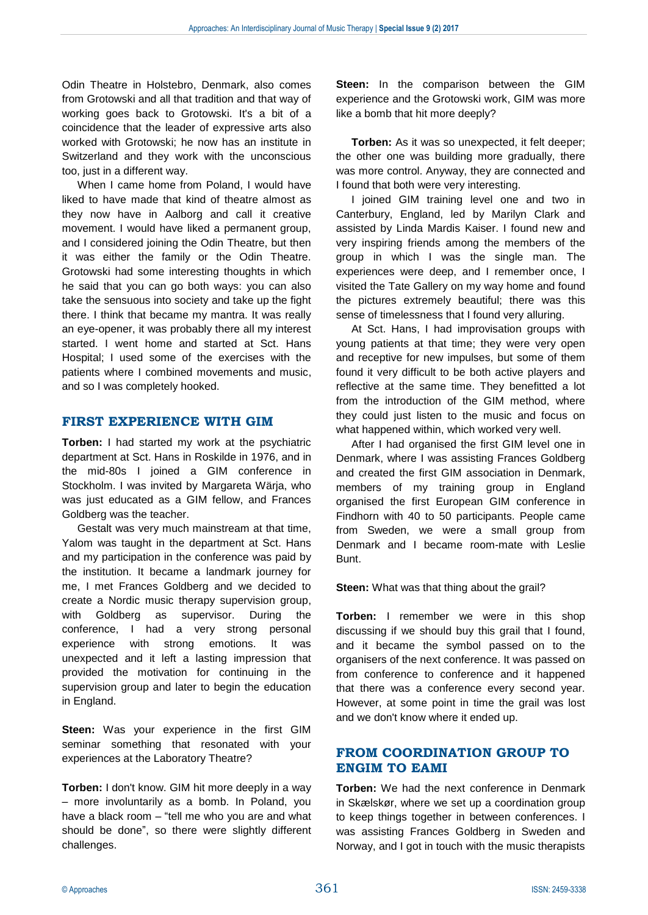Odin Theatre in Holstebro, Denmark, also comes from Grotowski and all that tradition and that way of working goes back to Grotowski. It's a bit of a coincidence that the leader of expressive arts also worked with Grotowski; he now has an institute in Switzerland and they work with the unconscious too, just in a different way.

When I came home from Poland, I would have liked to have made that kind of theatre almost as they now have in Aalborg and call it creative movement. I would have liked a permanent group, and I considered joining the Odin Theatre, but then it was either the family or the Odin Theatre. Grotowski had some interesting thoughts in which he said that you can go both ways: you can also take the sensuous into society and take up the fight there. I think that became my mantra. It was really an eye-opener, it was probably there all my interest started. I went home and started at Sct. Hans Hospital; I used some of the exercises with the patients where I combined movements and music, and so I was completely hooked.

## FIRST EXPERIENCE WITH GIM

**Torben:** I had started my work at the psychiatric department at Sct. Hans in Roskilde in 1976, and in the mid-80s I joined a GIM conference in Stockholm. I was invited by Margareta Wärja, who was just educated as a GIM fellow, and Frances Goldberg was the teacher.

Gestalt was very much mainstream at that time, Yalom was taught in the department at Sct. Hans and my participation in the conference was paid by the institution. It became a landmark journey for me, I met Frances Goldberg and we decided to create a Nordic music therapy supervision group, with Goldberg as supervisor. During the conference, I had a very strong personal experience with strong emotions. It was unexpected and it left a lasting impression that provided the motivation for continuing in the supervision group and later to begin the education in England.

**Steen:** Was your experience in the first GIM seminar something that resonated with your experiences at the Laboratory Theatre?

**Torben:** I don't know. GIM hit more deeply in a way – more involuntarily as a bomb. In Poland, you have a black room – "tell me who you are and what should be done", so there were slightly different challenges.

**Steen:** In the comparison between the GIM experience and the Grotowski work, GIM was more like a bomb that hit more deeply?

**Torben:** As it was so unexpected, it felt deeper; the other one was building more gradually, there was more control. Anyway, they are connected and I found that both were very interesting.

I joined GIM training level one and two in Canterbury, England, led by Marilyn Clark and assisted by Linda Mardis Kaiser. I found new and very inspiring friends among the members of the group in which I was the single man. The experiences were deep, and I remember once, I visited the Tate Gallery on my way home and found the pictures extremely beautiful; there was this sense of timelessness that I found very alluring.

At Sct. Hans, I had improvisation groups with young patients at that time; they were very open and receptive for new impulses, but some of them found it very difficult to be both active players and reflective at the same time. They benefitted a lot from the introduction of the GIM method, where they could just listen to the music and focus on what happened within, which worked very well.

After I had organised the first GIM level one in Denmark, where I was assisting Frances Goldberg and created the first GIM association in Denmark, members of my training group in England organised the first European GIM conference in Findhorn with 40 to 50 participants. People came from Sweden, we were a small group from Denmark and I became room-mate with Leslie Bunt.

**Steen:** What was that thing about the grail?

**Torben:** I remember we were in this shop discussing if we should buy this grail that I found, and it became the symbol passed on to the organisers of the next conference. It was passed on from conference to conference and it happened that there was a conference every second year. However, at some point in time the grail was lost and we don't know where it ended up.

## FROM COORDINATION GROUP TO ENGIM TO EAMI

**Torben:** We had the next conference in Denmark in Skælskør, where we set up a coordination group to keep things together in between conferences. I was assisting Frances Goldberg in Sweden and Norway, and I got in touch with the music therapists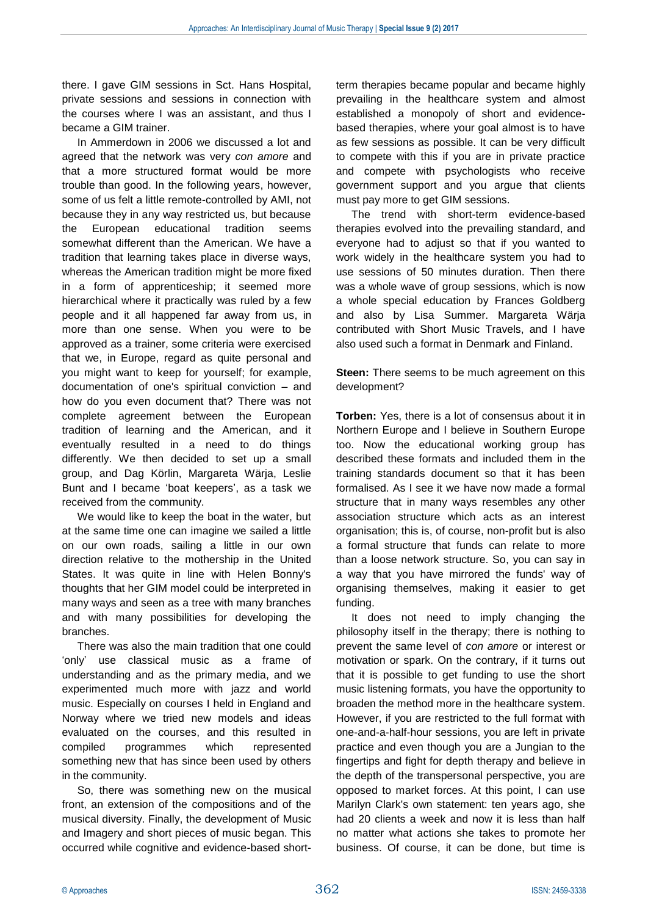there. I gave GIM sessions in Sct. Hans Hospital, private sessions and sessions in connection with the courses where I was an assistant, and thus I became a GIM trainer.

In Ammerdown in 2006 we discussed a lot and agreed that the network was very *con amore* and that a more structured format would be more trouble than good. In the following years, however, some of us felt a little remote-controlled by AMI, not because they in any way restricted us, but because the European educational tradition seems somewhat different than the American. We have a tradition that learning takes place in diverse ways, whereas the American tradition might be more fixed in a form of apprenticeship; it seemed more hierarchical where it practically was ruled by a few people and it all happened far away from us, in more than one sense. When you were to be approved as a trainer, some criteria were exercised that we, in Europe, regard as quite personal and you might want to keep for yourself; for example, documentation of one's spiritual conviction – and how do you even document that? There was not complete agreement between the European tradition of learning and the American, and it eventually resulted in a need to do things differently. We then decided to set up a small group, and Dag Körlin, Margareta Wärja, Leslie Bunt and I became 'boat keepers', as a task we received from the community.

We would like to keep the boat in the water, but at the same time one can imagine we sailed a little on our own roads, sailing a little in our own direction relative to the mothership in the United States. It was quite in line with Helen Bonny's thoughts that her GIM model could be interpreted in many ways and seen as a tree with many branches and with many possibilities for developing the branches.

There was also the main tradition that one could 'only' use classical music as a frame of understanding and as the primary media, and we experimented much more with jazz and world music. Especially on courses I held in England and Norway where we tried new models and ideas evaluated on the courses, and this resulted in compiled programmes which represented something new that has since been used by others in the community.

So, there was something new on the musical front, an extension of the compositions and of the musical diversity. Finally, the development of Music and Imagery and short pieces of music began. This occurred while cognitive and evidence-based short-term therapies became popular and became highly prevailing in the healthcare system and almost established a monopoly of short and evidence-based therapies, where your goal almost is to have as few sessions as possible. It can be very difficult to compete with this if you are in private practice and compete with psychologists who receive government support and you argue that clients must pay more to get GIM sessions.

The trend with short-term evidence-based therapies evolved into the prevailing standard, and everyone had to adjust so that if you wanted to work widely in the healthcare system you had to use sessions of 50 minutes duration. Then there was a whole wave of group sessions, which is now a whole special education by Frances Goldberg and also by Lisa Summer. Margareta Wärja contributed with Short Music Travels, and I have also used such a format in Denmark and Finland.

**Steen:** There seems to be much agreement on this development?

**Torben:** Yes, there is a lot of consensus about it in Northern Europe and I believe in Southern Europe too. Now the educational working group has described these formats and included them in the training standards document so that it has been formalised. As I see it we have now made a formal structure that in many ways resembles any other association structure which acts as an interest organisation; this is, of course, non-profit but is also a formal structure that funds can relate to more than a loose network structure. So, you can say in a way that you have mirrored the funds' way of organising themselves, making it easier to get funding.

It does not need to imply changing the philosophy itself in the therapy; there is nothing to prevent the same level of *con amore* or interest or motivation or spark. On the contrary, if it turns out that it is possible to get funding to use the short music listening formats, you have the opportunity to broaden the method more in the healthcare system. However, if you are restricted to the full format with one-and-a-half-hour sessions, you are left in private practice and even though you are a Jungian to the fingertips and fight for depth therapy and believe in the depth of the transpersonal perspective, you are opposed to market forces. At this point, I can use Marilyn Clark's own statement: ten years ago, she had 20 clients a week and now it is less than half no matter what actions she takes to promote her business. Of course, it can be done, but time is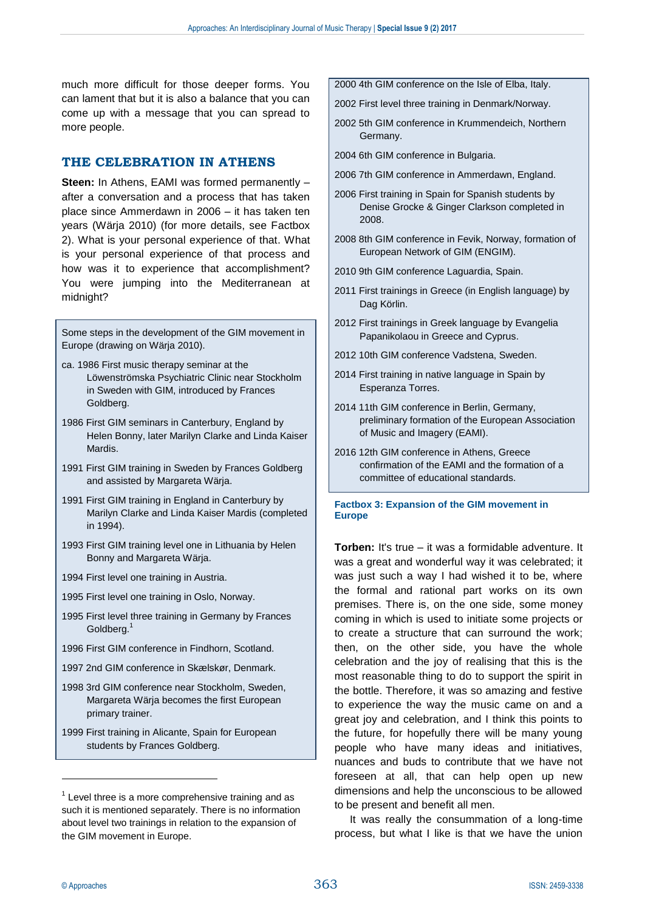much more difficult for those deeper forms. You can lament that but it is also a balance that you can come up with a message that you can spread to more people.

## THE CELEBRATION IN ATHENS

**Steen:** In Athens, EAMI was formed permanently – after a conversation and a process that has taken place since Ammerdawn in 2006 – it has taken ten years (Wärja 2010) (for more details, see Factbox 2). What is your personal experience of that. What is your personal experience of that process and how was it to experience that accomplishment? You were jumping into the Mediterranean at midnight?

Some steps in the development of the GIM movement in Europe (drawing on Wärja 2010).

- ca. 1986 First music therapy seminar at the Löwenströmska Psychiatric Clinic near Stockholm in Sweden with GIM, introduced by Frances Goldberg.
- 1986 First GIM seminars in Canterbury, England by Helen Bonny, later Marilyn Clarke and Linda Kaiser Mardis.
- 1991 First GIM training in Sweden by Frances Goldberg and assisted by Margareta Wärja.
- 1991 First GIM training in England in Canterbury by Marilyn Clarke and Linda Kaiser Mardis (completed in 1994).
- 1993 First GIM training level one in Lithuania by Helen Bonny and Margareta Wärja.
- 1994 First level one training in Austria.
- 1995 First level one training in Oslo, Norway.
- 1995 First level three training in Germany by Frances Goldberg.[1]
- 1996 First GIM conference in Findhorn, Scotland.
- 1997 2nd GIM conference in Skælskør, Denmark.
- 1998 3rd GIM conference near Stockholm, Sweden, Margareta Wärja becomes the first European primary trainer.
- 1999 First training in Alicante, Spain for European students by Frances Goldberg.
- 2000 4th GIM conference on the Isle of Elba, Italy.
- 2002 First level three training in Denmark/Norway.
- 2002 5th GIM conference in Krummendeich, Northern Germany.
- 2004 6th GIM conference in Bulgaria.
- 2006 7th GIM conference in Ammerdawn, England.
- 2006 First training in Spain for Spanish students by Denise Grocke & Ginger Clarkson completed in 2008.
- 2008 8th GIM conference in Fevik, Norway, formation of European Network of GIM (ENGIM).
- 2010 9th GIM conference Laguardia, Spain.
- 2011 First trainings in Greece (in English language) by Dag Körlin.
- 2012 First trainings in Greek language by Evangelia Papanikolaou in Greece and Cyprus.
- 2012 10th GIM conference Vadstena, Sweden.
- 2014 First training in native language in Spain by Esperanza Torres.
- 2014 11th GIM conference in Berlin, Germany, preliminary formation of the European Association of Music and Imagery (EAMI).
- 2016 12th GIM conference in Athens, Greece confirmation of the EAMI and the formation of a committee of educational standards.

**Factbox 3: Expansion of the GIM movement in Europe**

**Torben:** It's true – it was a formidable adventure. It was a great and wonderful way it was celebrated; it was just such a way I had wished it to be, where the formal and rational part works on its own premises. There is, on the one side, some money coming in which is used to initiate some projects or to create a structure that can surround the work; then, on the other side, you have the whole celebration and the joy of realising that this is the most reasonable thing to do to support the spirit in the bottle. Therefore, it was so amazing and festive to experience the way the music came on and a great joy and celebration, and I think this points to the future, for hopefully there will be many young people who have many ideas and initiatives, nuances and buds to contribute that we have not foreseen at all, that can help open up new dimensions and help the unconscious to be allowed to be present and benefit all men.

It was really the consummation of a long-time process, but what I like is that we have the union

[1] Level three is a more comprehensive training and as such it is mentioned separately. There is no information about level two trainings in relation to the expansion of the GIM movement in Europe.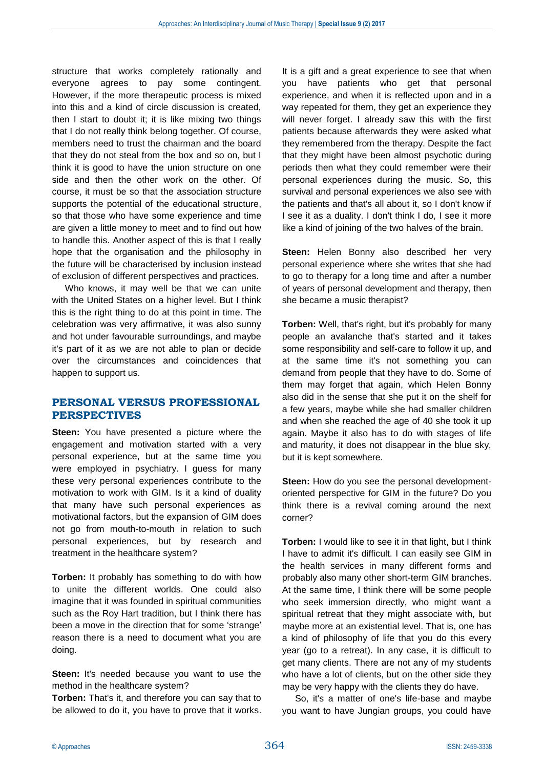structure that works completely rationally and everyone agrees to pay some contingent. However, if the more therapeutic process is mixed into this and a kind of circle discussion is created, then I start to doubt it; it is like mixing two things that I do not really think belong together. Of course, members need to trust the chairman and the board that they do not steal from the box and so on, but I think it is good to have the union structure on one side and then the other work on the other. Of course, it must be so that the association structure supports the potential of the educational structure, so that those who have some experience and time are given a little money to meet and to find out how to handle this. Another aspect of this is that I really hope that the organisation and the philosophy in the future will be characterised by inclusion instead of exclusion of different perspectives and practices.

Who knows, it may well be that we can unite with the United States on a higher level. But I think this is the right thing to do at this point in time. The celebration was very affirmative, it was also sunny and hot under favourable surroundings, and maybe it's part of it as we are not able to plan or decide over the circumstances and coincidences that happen to support us.

## PERSONAL VERSUS PROFESSIONAL PERSPECTIVES

**Steen:** You have presented a picture where the engagement and motivation started with a very personal experience, but at the same time you were employed in psychiatry. I guess for many these very personal experiences contribute to the motivation to work with GIM. Is it a kind of duality that many have such personal experiences as motivational factors, but the expansion of GIM does not go from mouth-to-mouth in relation to such personal experiences, but by research and treatment in the healthcare system?

**Torben:** It probably has something to do with how to unite the different worlds. One could also imagine that it was founded in spiritual communities such as the Roy Hart tradition, but I think there has been a move in the direction that for some 'strange' reason there is a need to document what you are doing.

**Steen:** It's needed because you want to use the method in the healthcare system?

**Torben:** That's it, and therefore you can say that to be allowed to do it, you have to prove that it works. It is a gift and a great experience to see that when you have patients who get that personal experience, and when it is reflected upon and in a way repeated for them, they get an experience they will never forget. I already saw this with the first patients because afterwards they were asked what they remembered from the therapy. Despite the fact that they might have been almost psychotic during periods then what they could remember were their personal experiences during the music. So, this survival and personal experiences we also see with the patients and that's all about it, so I don't know if I see it as a duality. I don't think I do, I see it more like a kind of joining of the two halves of the brain.

**Steen:** Helen Bonny also described her very personal experience where she writes that she had to go to therapy for a long time and after a number of years of personal development and therapy, then she became a music therapist?

**Torben:** Well, that's right, but it's probably for many people an avalanche that's started and it takes some responsibility and self-care to follow it up, and at the same time it's not something you can demand from people that they have to do. Some of them may forget that again, which Helen Bonny also did in the sense that she put it on the shelf for a few years, maybe while she had smaller children and when she reached the age of 40 she took it up again. Maybe it also has to do with stages of life and maturity, it does not disappear in the blue sky, but it is kept somewhere.

**Steen:** How do you see the personal development-oriented perspective for GIM in the future? Do you think there is a revival coming around the next corner?

**Torben:** I would like to see it in that light, but I think I have to admit it's difficult. I can easily see GIM in the health services in many different forms and probably also many other short-term GIM branches. At the same time, I think there will be some people who seek immersion directly, who might want a spiritual retreat that they might associate with, but maybe more at an existential level. That is, one has a kind of philosophy of life that you do this every year (go to a retreat). In any case, it is difficult to get many clients. There are not any of my students who have a lot of clients, but on the other side they may be very happy with the clients they do have.

So, it's a matter of one's life-base and maybe you want to have Jungian groups, you could have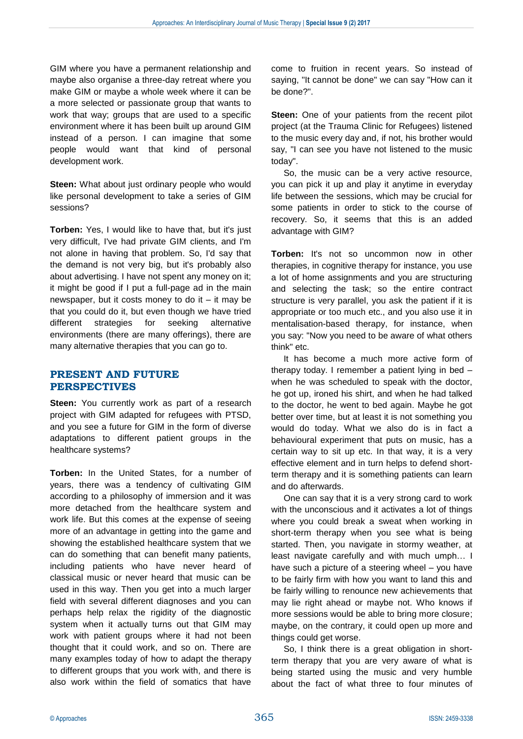GIM where you have a permanent relationship and maybe also organise a three-day retreat where you make GIM or maybe a whole week where it can be a more selected or passionate group that wants to work that way; groups that are used to a specific environment where it has been built up around GIM instead of a person. I can imagine that some people would want that kind of personal development work.

**Steen:** What about just ordinary people who would like personal development to take a series of GIM sessions?

**Torben:** Yes, I would like to have that, but it's just very difficult, I've had private GIM clients, and I'm not alone in having that problem. So, I'd say that the demand is not very big, but it's probably also about advertising. I have not spent any money on it; it might be good if I put a full-page ad in the main newspaper, but it costs money to do it – it may be that you could do it, but even though we have tried different strategies for seeking alternative environments (there are many offerings), there are many alternative therapies that you can go to.

## PRESENT AND FUTURE PERSPECTIVES

**Steen:** You currently work as part of a research project with GIM adapted for refugees with PTSD, and you see a future for GIM in the form of diverse adaptations to different patient groups in the healthcare systems?

**Torben:** In the United States, for a number of years, there was a tendency of cultivating GIM according to a philosophy of immersion and it was more detached from the healthcare system and work life. But this comes at the expense of seeing more of an advantage in getting into the game and showing the established healthcare system that we can do something that can benefit many patients, including patients who have never heard of classical music or never heard that music can be used in this way. Then you get into a much larger field with several different diagnoses and you can perhaps help relax the rigidity of the diagnostic system when it actually turns out that GIM may work with patient groups where it had not been thought that it could work, and so on. There are many examples today of how to adapt the therapy to different groups that you work with, and there is also work within the field of somatics that have come to fruition in recent years. So instead of saying, "It cannot be done" we can say "How can it be done?".

**Steen:** One of your patients from the recent pilot project (at the Trauma Clinic for Refugees) listened to the music every day and, if not, his brother would say, "I can see you have not listened to the music today".

So, the music can be a very active resource, you can pick it up and play it anytime in everyday life between the sessions, which may be crucial for some patients in order to stick to the course of recovery. So, it seems that this is an added advantage with GIM?

**Torben:** It's not so uncommon now in other therapies, in cognitive therapy for instance, you use a lot of home assignments and you are structuring and selecting the task; so the entire contract structure is very parallel, you ask the patient if it is appropriate or too much etc., and you also use it in mentalisation-based therapy, for instance, when you say: "Now you need to be aware of what others think" etc.

It has become a much more active form of therapy today. I remember a patient lying in bed – when he was scheduled to speak with the doctor, he got up, ironed his shirt, and when he had talked to the doctor, he went to bed again. Maybe he got better over time, but at least it is not something you would do today. What we also do is in fact a behavioural experiment that puts on music, has a certain way to sit up etc. In that way, it is a very effective element and in turn helps to defend short-term therapy and it is something patients can learn and do afterwards.

One can say that it is a very strong card to work with the unconscious and it activates a lot of things where you could break a sweat when working in short-term therapy when you see what is being started. Then, you navigate in stormy weather, at least navigate carefully and with much umph… I have such a picture of a steering wheel – you have to be fairly firm with how you want to land this and be fairly willing to renounce new achievements that may lie right ahead or maybe not. Who knows if more sessions would be able to bring more closure; maybe, on the contrary, it could open up more and things could get worse.

So, I think there is a great obligation in short-term therapy that you are very aware of what is being started using the music and very humble about the fact of what three to four minutes of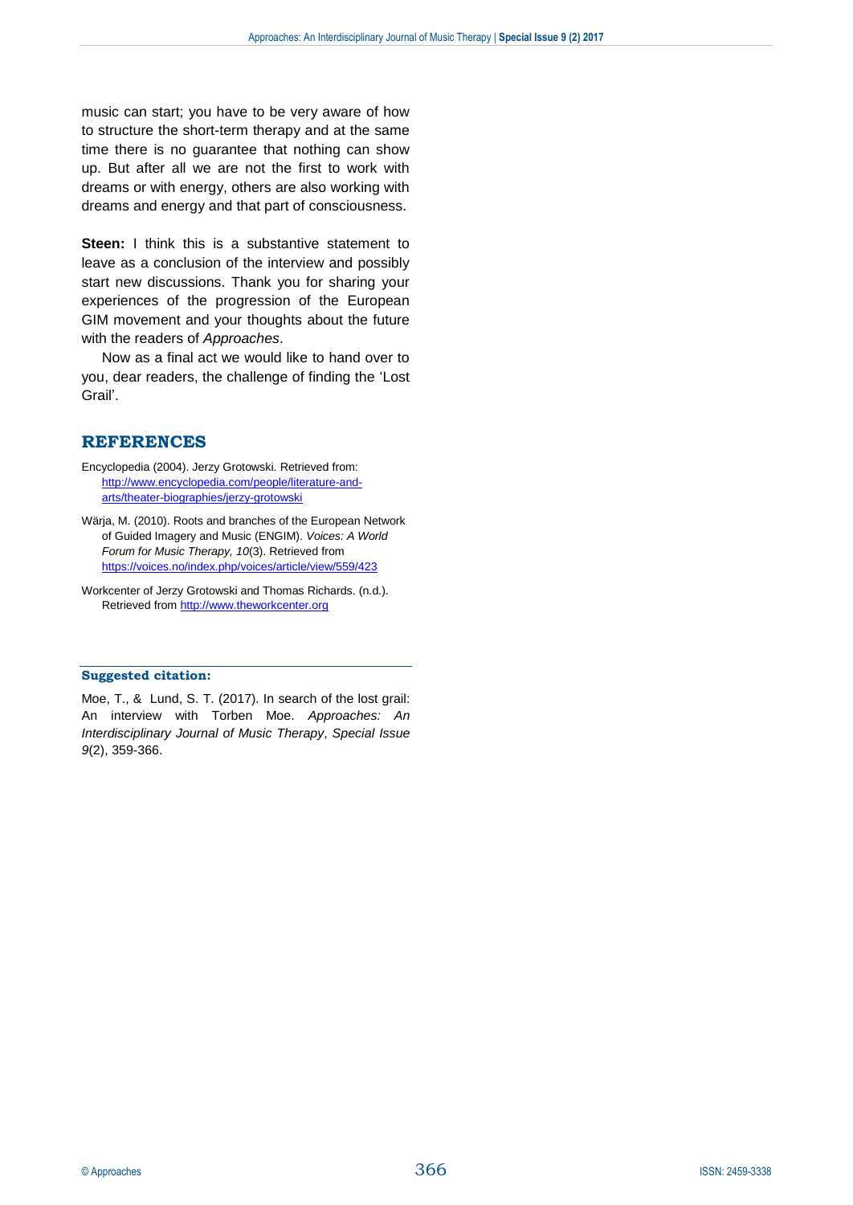music can start; you have to be very aware of how to structure the short-term therapy and at the same time there is no guarantee that nothing can show up. But after all we are not the first to work with dreams or with energy, others are also working with dreams and energy and that part of consciousness.

**Steen:** I think this is a substantive statement to leave as a conclusion of the interview and possibly start new discussions. Thank you for sharing your experiences of the progression of the European GIM movement and your thoughts about the future with the readers of *Approaches*.

Now as a final act we would like to hand over to you, dear readers, the challenge of finding the 'Lost Grail'.

## REFERENCES

Encyclopedia (2004). Jerzy Grotowski. Retrieved from: http://www.encyclopedia.com/people/literature-and-arts/theater-biographies/jerzy-grotowski

Wärja, M. (2010). Roots and branches of the European Network of Guided Imagery and Music (ENGIM). *Voices: A World Forum for Music Therapy, 10*(3). Retrieved from https://voices.no/index.php/voices/article/view/559/423

Workcenter of Jerzy Grotowski and Thomas Richards. (n.d.). Retrieved from http://www.theworkcenter.org

**Suggested citation:**

Moe, T., & Lund, S. T. (2017). In search of the lost grail: An interview with Torben Moe. *Approaches: An Interdisciplinary Journal of Music Therapy*, *Special Issue 9*(2), 359-366.